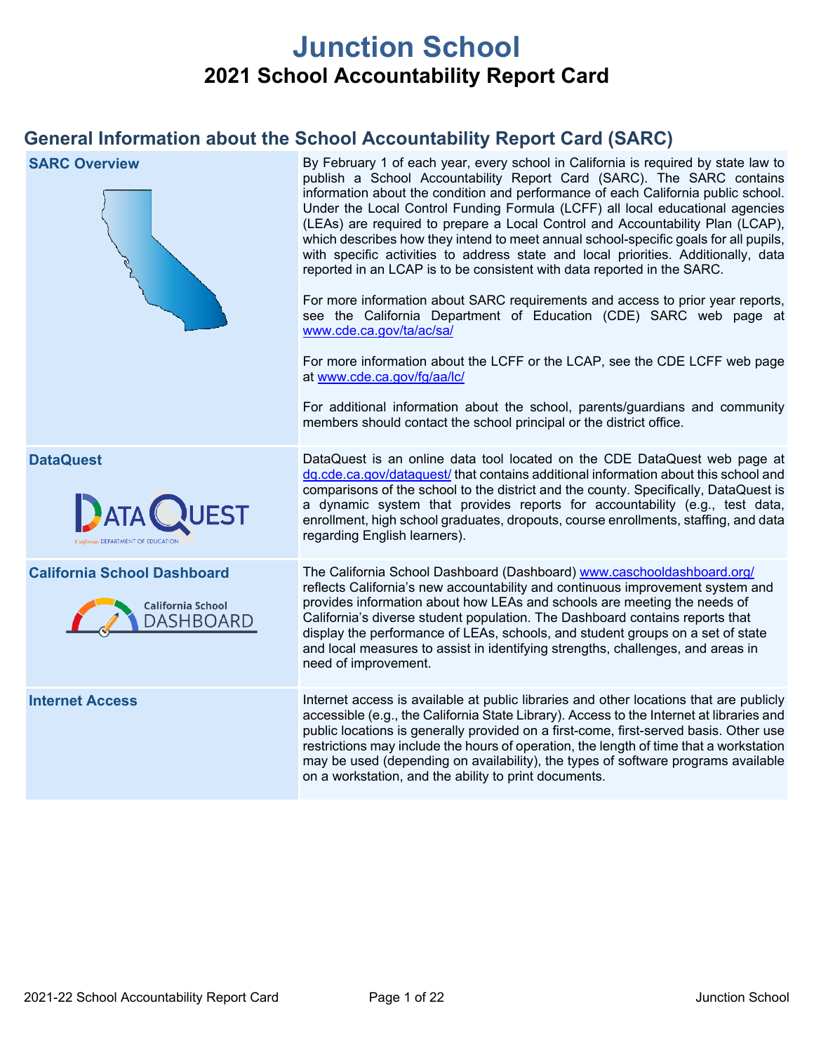# Junction School

## 2021 School Accountability Report Card

## General Information about the School Accountability Report Card (SARC)

| | |
|---|---|
| **SARC Overview** | By February 1 of each year, every school in California is required by state law to publish a School Accountability Report Card (SARC). The SARC contains information about the condition and performance of each California public school. Under the Local Control Funding Formula (LCFF) all local educational agencies (LEAs) are required to prepare a Local Control and Accountability Plan (LCAP), which describes how they intend to meet annual school-specific goals for all pupils, with specific activities to address state and local priorities. Additionally, data reported in an LCAP is to be consistent with data reported in the SARC. <br><br> For more information about SARC requirements and access to prior year reports, see the California Department of Education (CDE) SARC web page at www.cde.ca.gov/ta/ac/sa/ <br><br> For more information about the LCFF or the LCAP, see the CDE LCFF web page at www.cde.ca.gov/fg/aa/lc/ <br><br> For additional information about the school, parents/guardians and community members should contact the school principal or the district office. |
| **DataQuest** | DataQuest is an online data tool located on the CDE DataQuest web page at dq.cde.ca.gov/dataquest/ that contains additional information about this school and comparisons of the school to the district and the county. Specifically, DataQuest is a dynamic system that provides reports for accountability (e.g., test data, enrollment, high school graduates, dropouts, course enrollments, staffing, and data regarding English learners). |
| **California School Dashboard** | The California School Dashboard (Dashboard) www.caschooldashboard.org/ reflects California's new accountability and continuous improvement system and provides information about how LEAs and schools are meeting the needs of California's diverse student population. The Dashboard contains reports that display the performance of LEAs, schools, and student groups on a set of state and local measures to assist in identifying strengths, challenges, and areas in need of improvement. |
| **Internet Access** | Internet access is available at public libraries and other locations that are publicly accessible (e.g., the California State Library). Access to the Internet at libraries and public locations is generally provided on a first-come, first-served basis. Other use restrictions may include the hours of operation, the length of time that a workstation may be used (depending on availability), the types of software programs available on a workstation, and the ability to print documents. |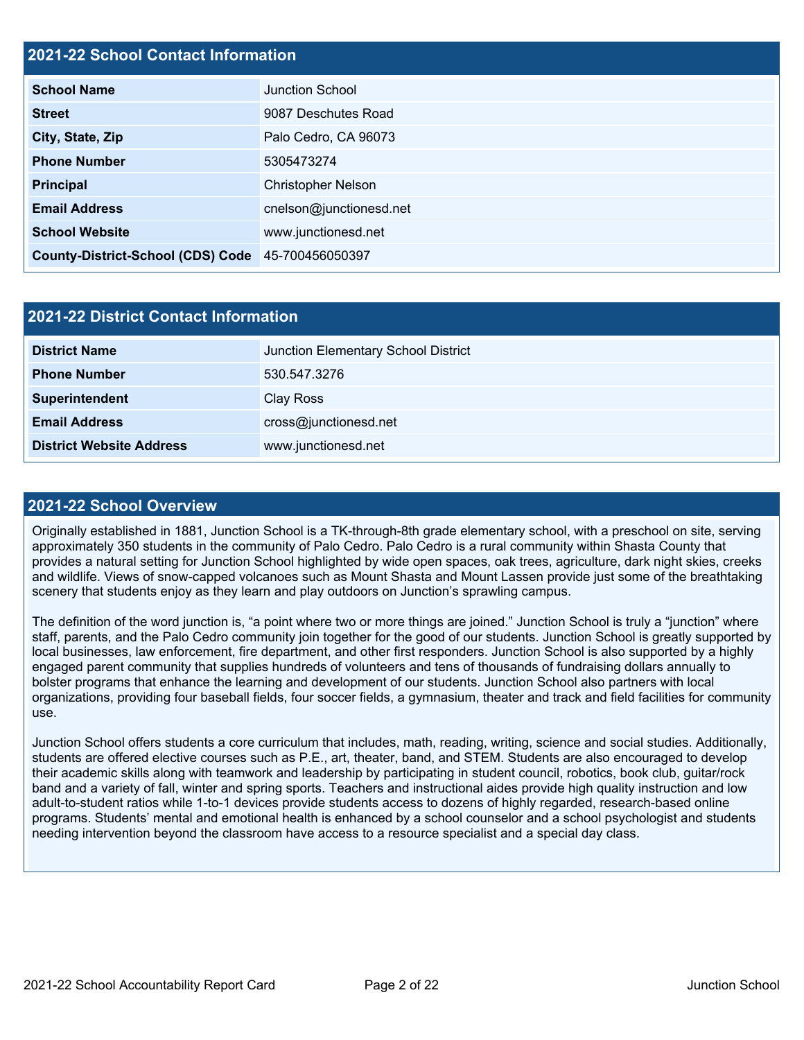## 2021-22 School Contact Information

| 2021-22 School Contact Information | |
|---|---|
| School Name | Junction School |
| Street | 9087 Deschutes Road |
| City, State, Zip | Palo Cedro, CA 96073 |
| Phone Number | 5305473274 |
| Principal | Christopher Nelson |
| Email Address | cnelson@junctionesd.net |
| School Website | www.junctionesd.net |
| County-District-School (CDS) Code | 45-700456050397 |

## 2021-22 District Contact Information

| 2021-22 District Contact Information | |
|---|---|
| District Name | Junction Elementary School District |
| Phone Number | 530.547.3276 |
| Superintendent | Clay Ross |
| Email Address | cross@junctionesd.net |
| District Website Address | www.junctionesd.net |

## 2021-22 School Overview

Originally established in 1881, Junction School is a TK-through-8th grade elementary school, with a preschool on site, serving approximately 350 students in the community of Palo Cedro. Palo Cedro is a rural community within Shasta County that provides a natural setting for Junction School highlighted by wide open spaces, oak trees, agriculture, dark night skies, creeks and wildlife. Views of snow-capped volcanoes such as Mount Shasta and Mount Lassen provide just some of the breathtaking scenery that students enjoy as they learn and play outdoors on Junction's sprawling campus.

The definition of the word junction is, "a point where two or more things are joined." Junction School is truly a "junction" where staff, parents, and the Palo Cedro community join together for the good of our students. Junction School is greatly supported by local businesses, law enforcement, fire department, and other first responders. Junction School is also supported by a highly engaged parent community that supplies hundreds of volunteers and tens of thousands of fundraising dollars annually to bolster programs that enhance the learning and development of our students. Junction School also partners with local organizations, providing four baseball fields, four soccer fields, a gymnasium, theater and track and field facilities for community use.

Junction School offers students a core curriculum that includes, math, reading, writing, science and social studies. Additionally, students are offered elective courses such as P.E., art, theater, band, and STEM. Students are also encouraged to develop their academic skills along with teamwork and leadership by participating in student council, robotics, book club, guitar/rock band and a variety of fall, winter and spring sports. Teachers and instructional aides provide high quality instruction and low adult-to-student ratios while 1-to-1 devices provide students access to dozens of highly regarded, research-based online programs. Students' mental and emotional health is enhanced by a school counselor and a school psychologist and students needing intervention beyond the classroom have access to a resource specialist and a special day class.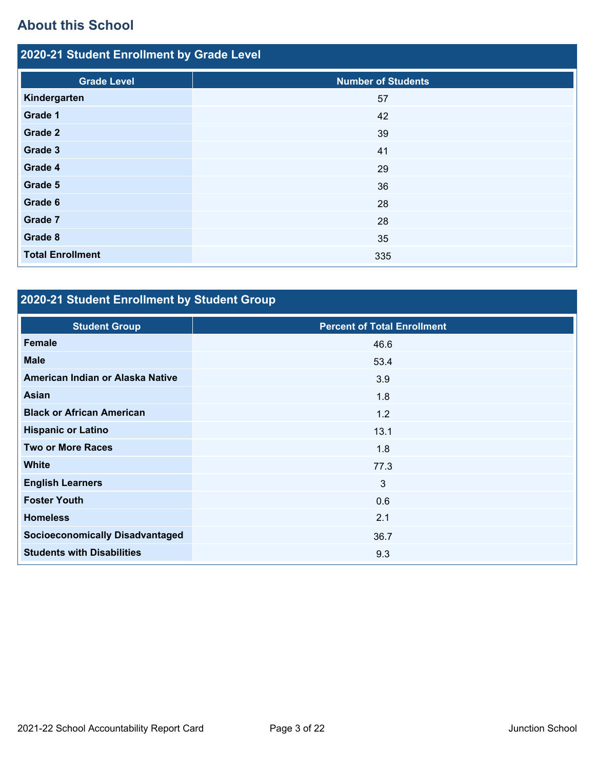## About this School

### 2020-21 Student Enrollment by Grade Level

| Grade Level | Number of Students |
|---|---|
| **Kindergarten** | 57 |
| **Grade 1** | 42 |
| **Grade 2** | 39 |
| **Grade 3** | 41 |
| **Grade 4** | 29 |
| **Grade 5** | 36 |
| **Grade 6** | 28 |
| **Grade 7** | 28 |
| **Grade 8** | 35 |
| **Total Enrollment** | 335 |

### 2020-21 Student Enrollment by Student Group

| Student Group | Percent of Total Enrollment |
|---|---|
| **Female** | 46.6 |
| **Male** | 53.4 |
| **American Indian or Alaska Native** | 3.9 |
| **Asian** | 1.8 |
| **Black or African American** | 1.2 |
| **Hispanic or Latino** | 13.1 |
| **Two or More Races** | 1.8 |
| **White** | 77.3 |
| **English Learners** | 3 |
| **Foster Youth** | 0.6 |
| **Homeless** | 2.1 |
| **Socioeconomically Disadvantaged** | 36.7 |
| **Students with Disabilities** | 9.3 |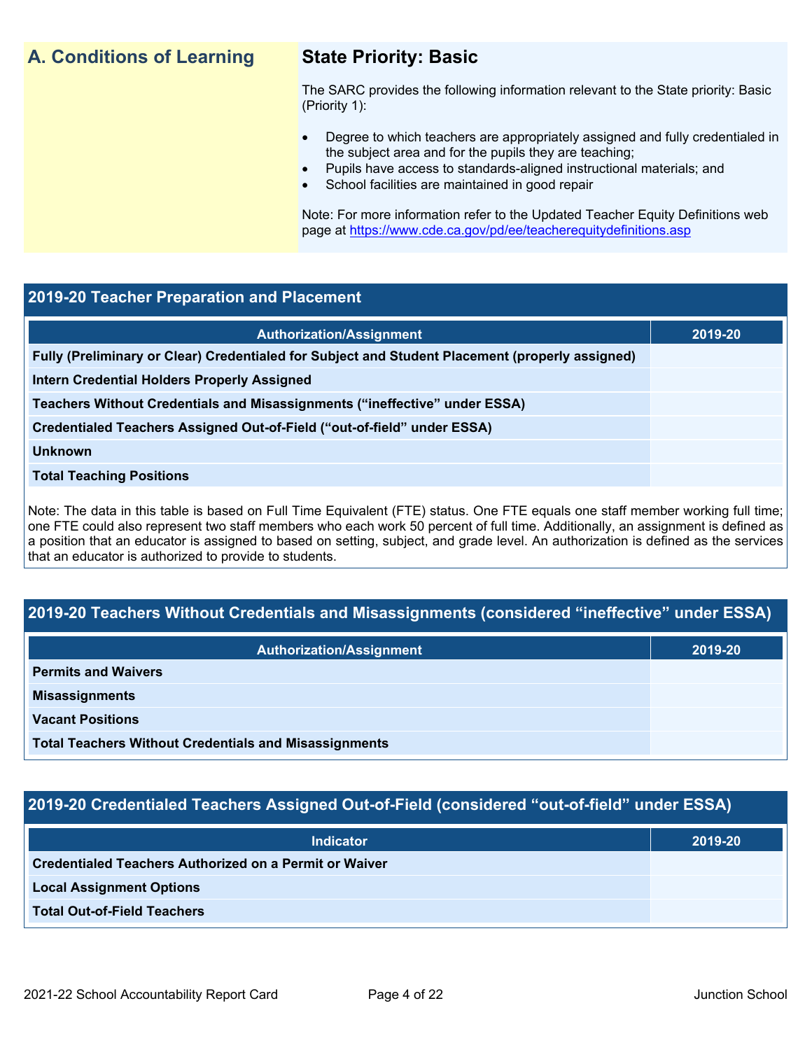## A. Conditions of Learning

### State Priority: Basic

The SARC provides the following information relevant to the State priority: Basic (Priority 1):

- Degree to which teachers are appropriately assigned and fully credentialed in the subject area and for the pupils they are teaching;
- Pupils have access to standards-aligned instructional materials; and
- School facilities are maintained in good repair

Note: For more information refer to the Updated Teacher Equity Definitions web page at https://www.cde.ca.gov/pd/ee/teacherequitydefinitions.asp

### 2019-20 Teacher Preparation and Placement

| Authorization/Assignment | 2019-20 |
|---|---|
| **Fully (Preliminary or Clear) Credentialed for Subject and Student Placement (properly assigned)** | |
| **Intern Credential Holders Properly Assigned** | |
| **Teachers Without Credentials and Misassignments ("ineffective" under ESSA)** | |
| **Credentialed Teachers Assigned Out-of-Field ("out-of-field" under ESSA)** | |
| **Unknown** | |
| **Total Teaching Positions** | |

Note: The data in this table is based on Full Time Equivalent (FTE) status. One FTE equals one staff member working full time; one FTE could also represent two staff members who each work 50 percent of full time. Additionally, an assignment is defined as a position that an educator is assigned to based on setting, subject, and grade level. An authorization is defined as the services that an educator is authorized to provide to students.

### 2019-20 Teachers Without Credentials and Misassignments (considered "ineffective" under ESSA)

| Authorization/Assignment | 2019-20 |
|---|---|
| **Permits and Waivers** | |
| **Misassignments** | |
| **Vacant Positions** | |
| **Total Teachers Without Credentials and Misassignments** | |

### 2019-20 Credentialed Teachers Assigned Out-of-Field (considered "out-of-field" under ESSA)

| Indicator | 2019-20 |
|---|---|
| **Credentialed Teachers Authorized on a Permit or Waiver** | |
| **Local Assignment Options** | |
| **Total Out-of-Field Teachers** | |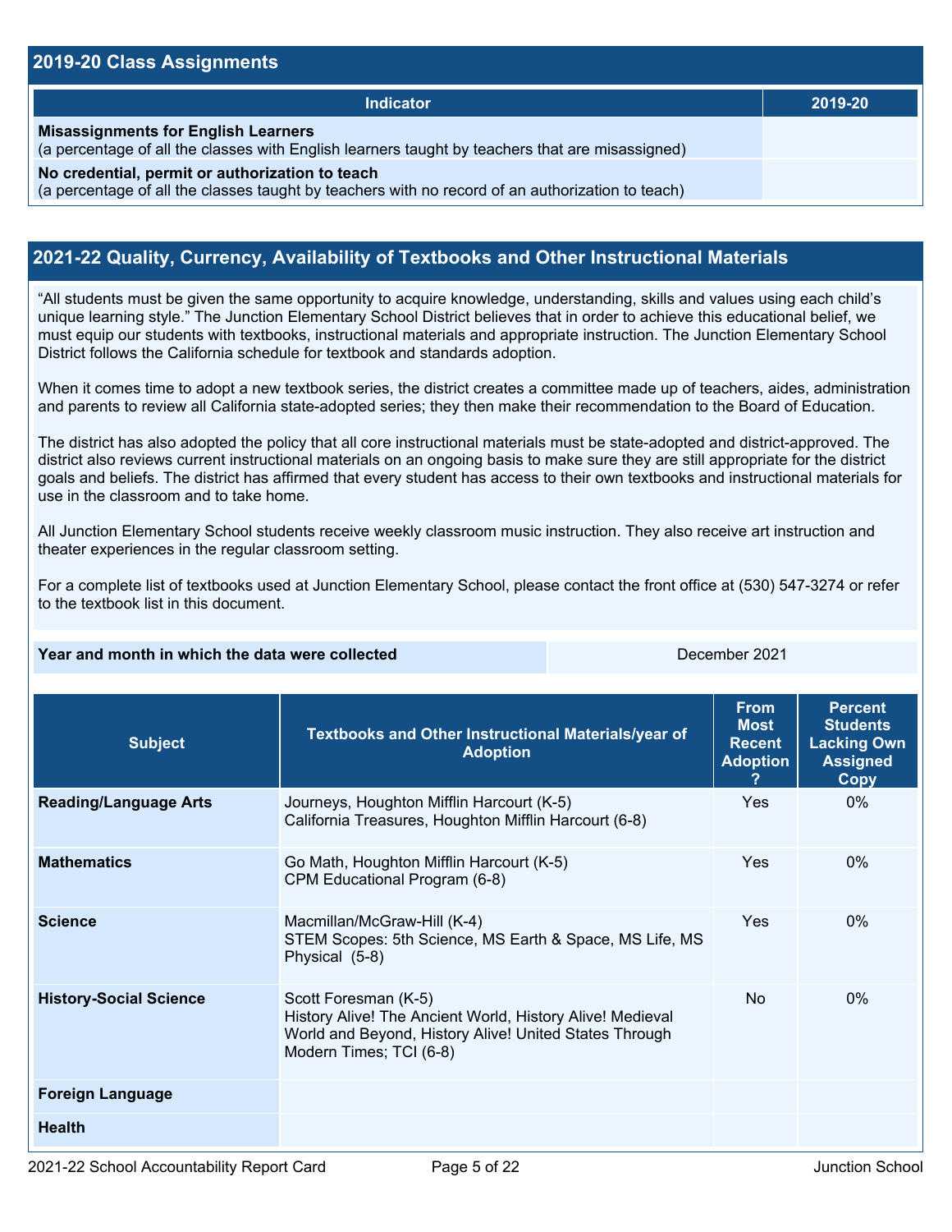## 2019-20 Class Assignments

| Indicator | 2019-20 |
|---|---|
| **Misassignments for English Learners** (a percentage of all the classes with English learners taught by teachers that are misassigned) | |
| **No credential, permit or authorization to teach** (a percentage of all the classes taught by teachers with no record of an authorization to teach) | |

## 2021-22 Quality, Currency, Availability of Textbooks and Other Instructional Materials

"All students must be given the same opportunity to acquire knowledge, understanding, skills and values using each child's unique learning style." The Junction Elementary School District believes that in order to achieve this educational belief, we must equip our students with textbooks, instructional materials and appropriate instruction. The Junction Elementary School District follows the California schedule for textbook and standards adoption.

When it comes time to adopt a new textbook series, the district creates a committee made up of teachers, aides, administration and parents to review all California state-adopted series; they then make their recommendation to the Board of Education.

The district has also adopted the policy that all core instructional materials must be state-adopted and district-approved. The district also reviews current instructional materials on an ongoing basis to make sure they are still appropriate for the district goals and beliefs. The district has affirmed that every student has access to their own textbooks and instructional materials for use in the classroom and to take home.

All Junction Elementary School students receive weekly classroom music instruction. They also receive art instruction and theater experiences in the regular classroom setting.

For a complete list of textbooks used at Junction Elementary School, please contact the front office at (530) 547-3274 or refer to the textbook list in this document.

| Year and month in which the data were collected | December 2021 |
|---|---|

| Subject | Textbooks and Other Instructional Materials/year of Adoption | From Most Recent Adoption? | Percent Students Lacking Own Assigned Copy |
|---|---|---|---|
| **Reading/Language Arts** | Journeys, Houghton Mifflin Harcourt (K-5)<br>California Treasures, Houghton Mifflin Harcourt (6-8) | Yes | 0% |
| **Mathematics** | Go Math, Houghton Mifflin Harcourt (K-5)<br>CPM Educational Program (6-8) | Yes | 0% |
| **Science** | Macmillan/McGraw-Hill (K-4)<br>STEM Scopes: 5th Science, MS Earth & Space, MS Life, MS Physical (5-8) | Yes | 0% |
| **History-Social Science** | Scott Foresman (K-5)<br>History Alive! The Ancient World, History Alive! Medieval World and Beyond, History Alive! United States Through Modern Times; TCI (6-8) | No | 0% |
| **Foreign Language** | | | |
| **Health** | | | |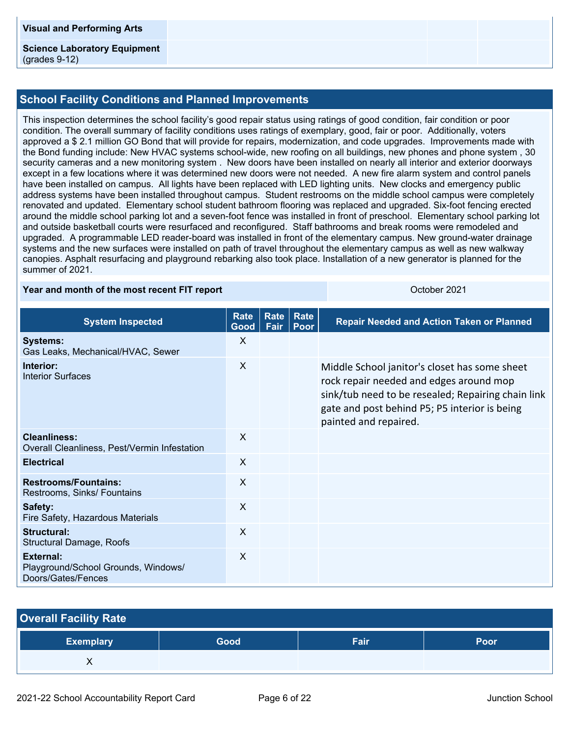| | | | |
|---|---|---|---|
| **Visual and Performing Arts** | | | |
| **Science Laboratory Equipment** (grades 9-12) | | | |

## School Facility Conditions and Planned Improvements

This inspection determines the school facility's good repair status using ratings of good condition, fair condition or poor condition. The overall summary of facility conditions uses ratings of exemplary, good, fair or poor. Additionally, voters approved a $ 2.1 million GO Bond that will provide for repairs, modernization, and code upgrades. Improvements made with the Bond funding include: New HVAC systems school-wide, new roofing on all buildings, new phones and phone system , 30 security cameras and a new monitoring system . New doors have been installed on nearly all interior and exterior doorways except in a few locations where it was determined new doors were not needed. A new fire alarm system and control panels have been installed on campus. All lights have been replaced with LED lighting units. New clocks and emergency public address systems have been installed throughout campus. Student restrooms on the middle school campus were completely renovated and updated. Elementary school student bathroom flooring was replaced and upgraded. Six-foot fencing erected around the middle school parking lot and a seven-foot fence was installed in front of preschool. Elementary school parking lot and outside basketball courts were resurfaced and reconfigured. Staff bathrooms and break rooms were remodeled and upgraded. A programmable LED reader-board was installed in front of the elementary campus. New ground-water drainage systems and the new surfaces were installed on path of travel throughout the elementary campus as well as new walkway canopies. Asphalt resurfacing and playground rebarking also took place. Installation of a new generator is planned for the summer of 2021.

| **Year and month of the most recent FIT report** | October 2021 |
|---|---|

| System Inspected | Rate Good | Rate Fair | Rate Poor | Repair Needed and Action Taken or Planned |
|---|---|---|---|---|
| **Systems:** Gas Leaks, Mechanical/HVAC, Sewer | X | | | |
| **Interior:** Interior Surfaces | X | | | Middle School janitor's closet has some sheet rock repair needed and edges around mop sink/tub need to be resealed; Repairing chain link gate and post behind P5; P5 interior is being painted and repaired. |
| **Cleanliness:** Overall Cleanliness, Pest/Vermin Infestation | X | | | |
| **Electrical** | X | | | |
| **Restrooms/Fountains:** Restrooms, Sinks/ Fountains | X | | | |
| **Safety:** Fire Safety, Hazardous Materials | X | | | |
| **Structural:** Structural Damage, Roofs | X | | | |
| **External:** Playground/School Grounds, Windows/ Doors/Gates/Fences | X | | | |

## Overall Facility Rate

| Exemplary | Good | Fair | Poor |
|---|---|---|---|
| X | | | |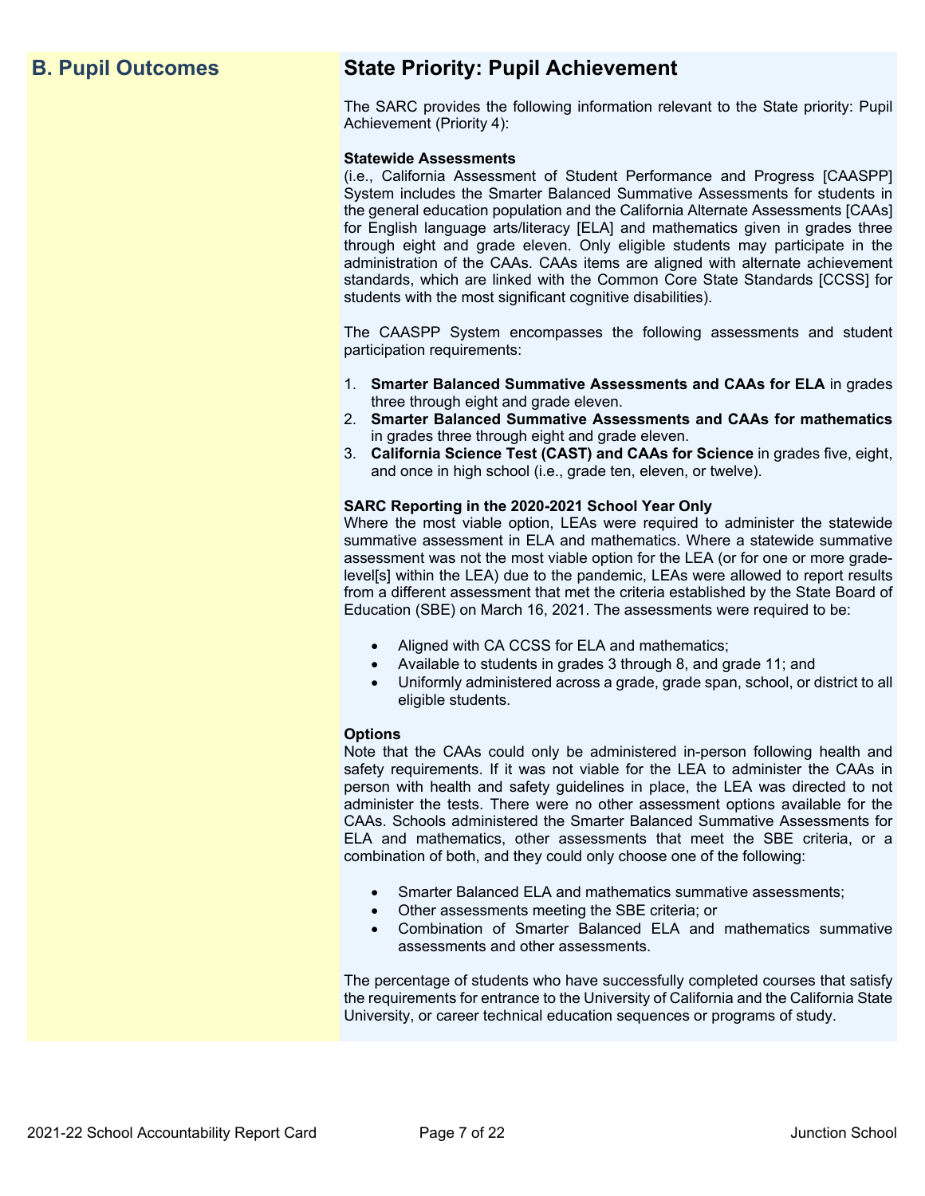## B. Pupil Outcomes

## State Priority: Pupil Achievement

The SARC provides the following information relevant to the State priority: Pupil Achievement (Priority 4):

**Statewide Assessments**
(i.e., California Assessment of Student Performance and Progress [CAASPP] System includes the Smarter Balanced Summative Assessments for students in the general education population and the California Alternate Assessments [CAAs] for English language arts/literacy [ELA] and mathematics given in grades three through eight and grade eleven. Only eligible students may participate in the administration of the CAAs. CAAs items are aligned with alternate achievement standards, which are linked with the Common Core State Standards [CCSS] for students with the most significant cognitive disabilities).

The CAASPP System encompasses the following assessments and student participation requirements:

1. **Smarter Balanced Summative Assessments and CAAs for ELA** in grades three through eight and grade eleven.
2. **Smarter Balanced Summative Assessments and CAAs for mathematics** in grades three through eight and grade eleven.
3. **California Science Test (CAST) and CAAs for Science** in grades five, eight, and once in high school (i.e., grade ten, eleven, or twelve).

**SARC Reporting in the 2020-2021 School Year Only**
Where the most viable option, LEAs were required to administer the statewide summative assessment in ELA and mathematics. Where a statewide summative assessment was not the most viable option for the LEA (or for one or more grade-level[s] within the LEA) due to the pandemic, LEAs were allowed to report results from a different assessment that met the criteria established by the State Board of Education (SBE) on March 16, 2021. The assessments were required to be:

- Aligned with CA CCSS for ELA and mathematics;
- Available to students in grades 3 through 8, and grade 11; and
- Uniformly administered across a grade, grade span, school, or district to all eligible students.

**Options**
Note that the CAAs could only be administered in-person following health and safety requirements. If it was not viable for the LEA to administer the CAAs in person with health and safety guidelines in place, the LEA was directed to not administer the tests. There were no other assessment options available for the CAAs. Schools administered the Smarter Balanced Summative Assessments for ELA and mathematics, other assessments that meet the SBE criteria, or a combination of both, and they could only choose one of the following:

- Smarter Balanced ELA and mathematics summative assessments;
- Other assessments meeting the SBE criteria; or
- Combination of Smarter Balanced ELA and mathematics summative assessments and other assessments.

The percentage of students who have successfully completed courses that satisfy the requirements for entrance to the University of California and the California State University, or career technical education sequences or programs of study.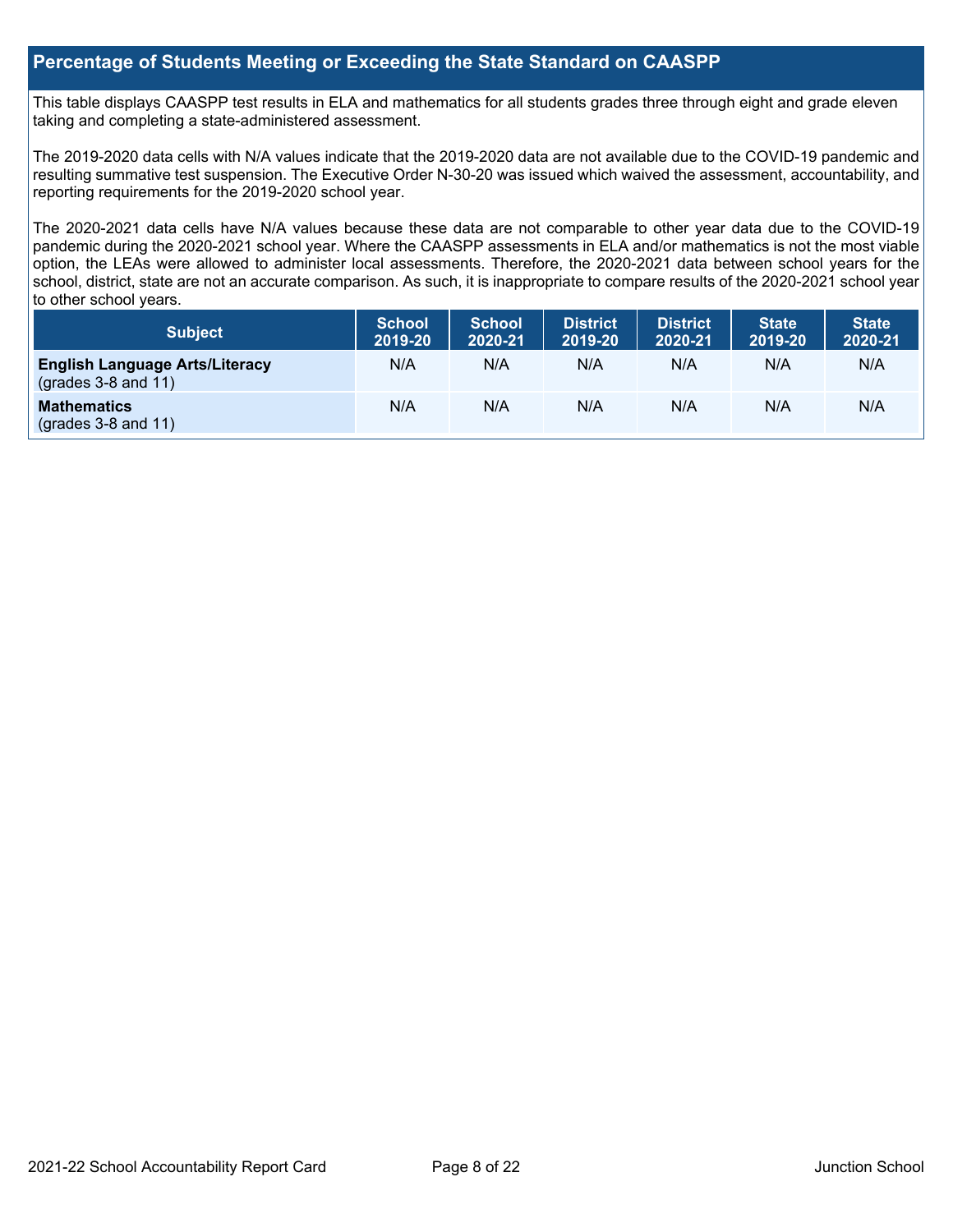## Percentage of Students Meeting or Exceeding the State Standard on CAASPP

This table displays CAASPP test results in ELA and mathematics for all students grades three through eight and grade eleven taking and completing a state-administered assessment.

The 2019-2020 data cells with N/A values indicate that the 2019-2020 data are not available due to the COVID-19 pandemic and resulting summative test suspension. The Executive Order N-30-20 was issued which waived the assessment, accountability, and reporting requirements for the 2019-2020 school year.

The 2020-2021 data cells have N/A values because these data are not comparable to other year data due to the COVID-19 pandemic during the 2020-2021 school year. Where the CAASPP assessments in ELA and/or mathematics is not the most viable option, the LEAs were allowed to administer local assessments. Therefore, the 2020-2021 data between school years for the school, district, state are not an accurate comparison. As such, it is inappropriate to compare results of the 2020-2021 school year to other school years.

| Subject | School 2019-20 | School 2020-21 | District 2019-20 | District 2020-21 | State 2019-20 | State 2020-21 |
|---|---|---|---|---|---|---|
| **English Language Arts/Literacy** (grades 3-8 and 11) | N/A | N/A | N/A | N/A | N/A | N/A |
| **Mathematics** (grades 3-8 and 11) | N/A | N/A | N/A | N/A | N/A | N/A |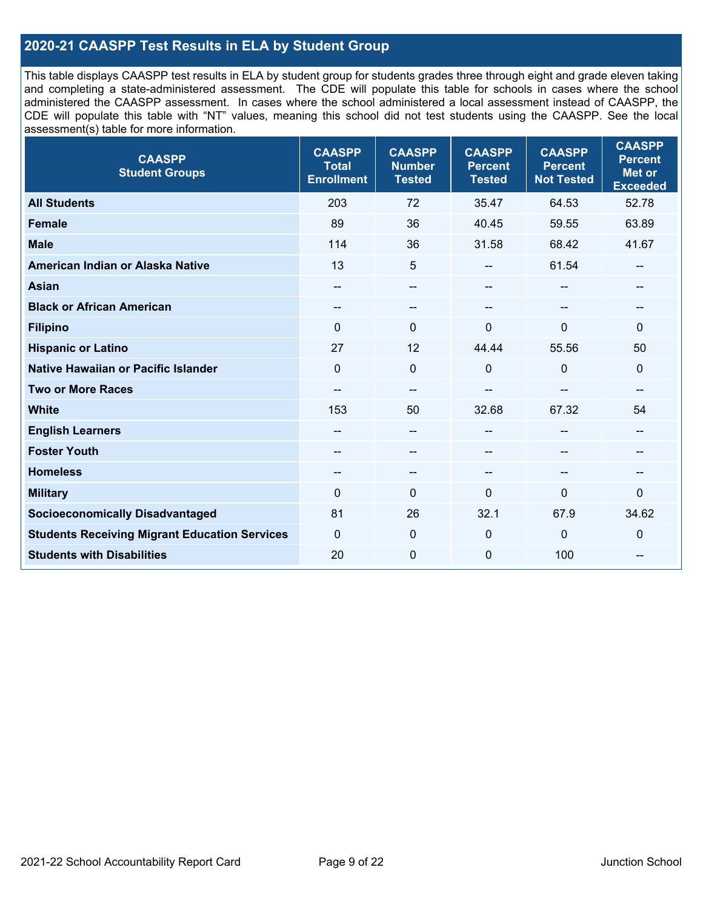## 2020-21 CAASPP Test Results in ELA by Student Group

This table displays CAASPP test results in ELA by student group for students grades three through eight and grade eleven taking and completing a state-administered assessment. The CDE will populate this table for schools in cases where the school administered the CAASPP assessment. In cases where the school administered a local assessment instead of CAASPP, the CDE will populate this table with "NT" values, meaning this school did not test students using the CAASPP. See the local assessment(s) table for more information.

| CAASPP Student Groups | CAASPP Total Enrollment | CAASPP Number Tested | CAASPP Percent Tested | CAASPP Percent Not Tested | CAASPP Percent Met or Exceeded |
|---|---|---|---|---|---|
| **All Students** | 203 | 72 | 35.47 | 64.53 | 52.78 |
| **Female** | 89 | 36 | 40.45 | 59.55 | 63.89 |
| **Male** | 114 | 36 | 31.58 | 68.42 | 41.67 |
| **American Indian or Alaska Native** | 13 | 5 | -- | 61.54 | -- |
| **Asian** | -- | -- | -- | -- | -- |
| **Black or African American** | -- | -- | -- | -- | -- |
| **Filipino** | 0 | 0 | 0 | 0 | 0 |
| **Hispanic or Latino** | 27 | 12 | 44.44 | 55.56 | 50 |
| **Native Hawaiian or Pacific Islander** | 0 | 0 | 0 | 0 | 0 |
| **Two or More Races** | -- | -- | -- | -- | -- |
| **White** | 153 | 50 | 32.68 | 67.32 | 54 |
| **English Learners** | -- | -- | -- | -- | -- |
| **Foster Youth** | -- | -- | -- | -- | -- |
| **Homeless** | -- | -- | -- | -- | -- |
| **Military** | 0 | 0 | 0 | 0 | 0 |
| **Socioeconomically Disadvantaged** | 81 | 26 | 32.1 | 67.9 | 34.62 |
| **Students Receiving Migrant Education Services** | 0 | 0 | 0 | 0 | 0 |
| **Students with Disabilities** | 20 | 0 | 0 | 100 | -- |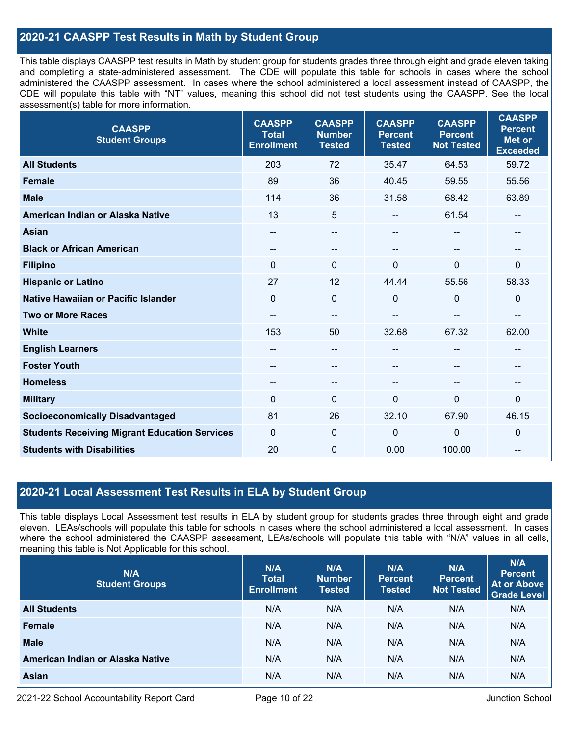## 2020-21 CAASPP Test Results in Math by Student Group

This table displays CAASPP test results in Math by student group for students grades three through eight and grade eleven taking and completing a state-administered assessment. The CDE will populate this table for schools in cases where the school administered the CAASPP assessment. In cases where the school administered a local assessment instead of CAASPP, the CDE will populate this table with "NT" values, meaning this school did not test students using the CAASPP. See the local assessment(s) table for more information.

| CAASPP Student Groups | CAASPP Total Enrollment | CAASPP Number Tested | CAASPP Percent Tested | CAASPP Percent Not Tested | CAASPP Percent Met or Exceeded |
|---|---|---|---|---|---|
| **All Students** | 203 | 72 | 35.47 | 64.53 | 59.72 |
| **Female** | 89 | 36 | 40.45 | 59.55 | 55.56 |
| **Male** | 114 | 36 | 31.58 | 68.42 | 63.89 |
| **American Indian or Alaska Native** | 13 | 5 | -- | 61.54 | -- |
| **Asian** | -- | -- | -- | -- | -- |
| **Black or African American** | -- | -- | -- | -- | -- |
| **Filipino** | 0 | 0 | 0 | 0 | 0 |
| **Hispanic or Latino** | 27 | 12 | 44.44 | 55.56 | 58.33 |
| **Native Hawaiian or Pacific Islander** | 0 | 0 | 0 | 0 | 0 |
| **Two or More Races** | -- | -- | -- | -- | -- |
| **White** | 153 | 50 | 32.68 | 67.32 | 62.00 |
| **English Learners** | -- | -- | -- | -- | -- |
| **Foster Youth** | -- | -- | -- | -- | -- |
| **Homeless** | -- | -- | -- | -- | -- |
| **Military** | 0 | 0 | 0 | 0 | 0 |
| **Socioeconomically Disadvantaged** | 81 | 26 | 32.10 | 67.90 | 46.15 |
| **Students Receiving Migrant Education Services** | 0 | 0 | 0 | 0 | 0 |
| **Students with Disabilities** | 20 | 0 | 0.00 | 100.00 | -- |

## 2020-21 Local Assessment Test Results in ELA by Student Group

This table displays Local Assessment test results in ELA by student group for students grades three through eight and grade eleven. LEAs/schools will populate this table for schools in cases where the school administered a local assessment. In cases where the school administered the CAASPP assessment, LEAs/schools will populate this table with "N/A" values in all cells, meaning this table is Not Applicable for this school.

| N/A Student Groups | N/A Total Enrollment | N/A Number Tested | N/A Percent Tested | N/A Percent Not Tested | N/A Percent At or Above Grade Level |
|---|---|---|---|---|---|
| **All Students** | N/A | N/A | N/A | N/A | N/A |
| **Female** | N/A | N/A | N/A | N/A | N/A |
| **Male** | N/A | N/A | N/A | N/A | N/A |
| **American Indian or Alaska Native** | N/A | N/A | N/A | N/A | N/A |
| **Asian** | N/A | N/A | N/A | N/A | N/A |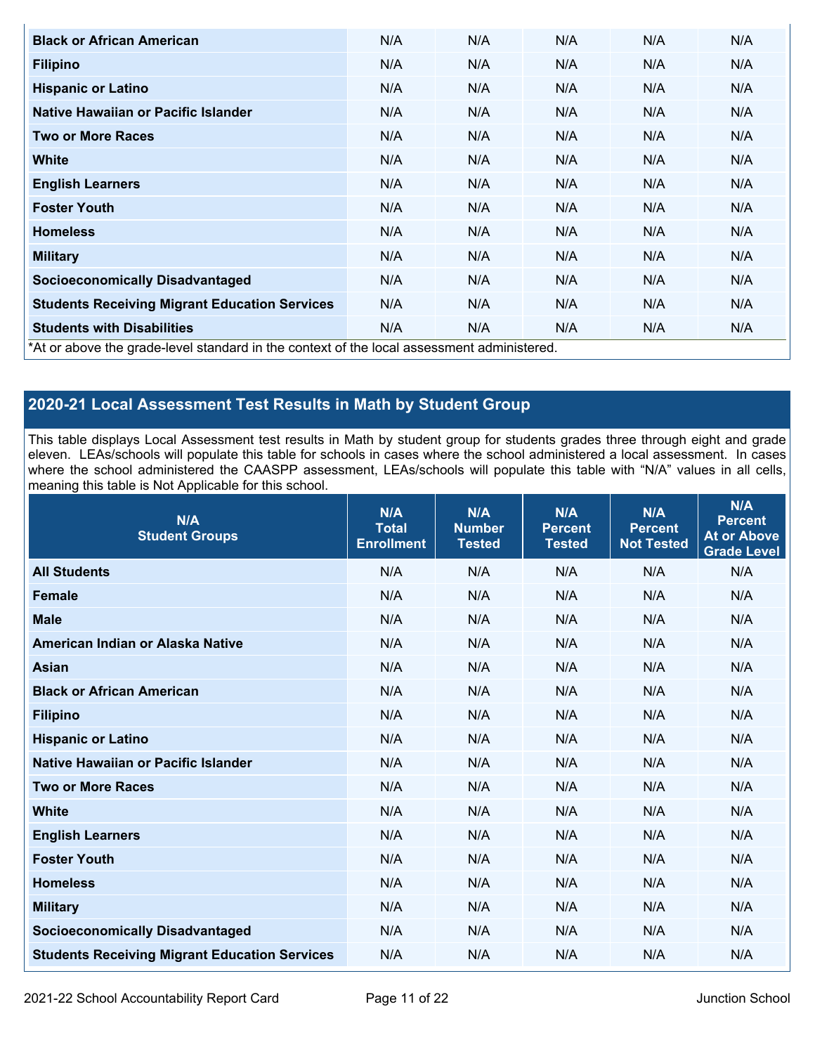| Black or African American | N/A | N/A | N/A | N/A | N/A |
|---|---|---|---|---|---|
| Filipino | N/A | N/A | N/A | N/A | N/A |
| Hispanic or Latino | N/A | N/A | N/A | N/A | N/A |
| Native Hawaiian or Pacific Islander | N/A | N/A | N/A | N/A | N/A |
| Two or More Races | N/A | N/A | N/A | N/A | N/A |
| White | N/A | N/A | N/A | N/A | N/A |
| English Learners | N/A | N/A | N/A | N/A | N/A |
| Foster Youth | N/A | N/A | N/A | N/A | N/A |
| Homeless | N/A | N/A | N/A | N/A | N/A |
| Military | N/A | N/A | N/A | N/A | N/A |
| Socioeconomically Disadvantaged | N/A | N/A | N/A | N/A | N/A |
| Students Receiving Migrant Education Services | N/A | N/A | N/A | N/A | N/A |
| Students with Disabilities | N/A | N/A | N/A | N/A | N/A |

*At or above the grade-level standard in the context of the local assessment administered.

## 2020-21 Local Assessment Test Results in Math by Student Group

This table displays Local Assessment test results in Math by student group for students grades three through eight and grade eleven. LEAs/schools will populate this table for schools in cases where the school administered a local assessment. In cases where the school administered the CAASPP assessment, LEAs/schools will populate this table with "N/A" values in all cells, meaning this table is Not Applicable for this school.

| N/A Student Groups | N/A Total Enrollment | N/A Number Tested | N/A Percent Tested | N/A Percent Not Tested | N/A Percent At or Above Grade Level |
|---|---|---|---|---|---|
| All Students | N/A | N/A | N/A | N/A | N/A |
| Female | N/A | N/A | N/A | N/A | N/A |
| Male | N/A | N/A | N/A | N/A | N/A |
| American Indian or Alaska Native | N/A | N/A | N/A | N/A | N/A |
| Asian | N/A | N/A | N/A | N/A | N/A |
| Black or African American | N/A | N/A | N/A | N/A | N/A |
| Filipino | N/A | N/A | N/A | N/A | N/A |
| Hispanic or Latino | N/A | N/A | N/A | N/A | N/A |
| Native Hawaiian or Pacific Islander | N/A | N/A | N/A | N/A | N/A |
| Two or More Races | N/A | N/A | N/A | N/A | N/A |
| White | N/A | N/A | N/A | N/A | N/A |
| English Learners | N/A | N/A | N/A | N/A | N/A |
| Foster Youth | N/A | N/A | N/A | N/A | N/A |
| Homeless | N/A | N/A | N/A | N/A | N/A |
| Military | N/A | N/A | N/A | N/A | N/A |
| Socioeconomically Disadvantaged | N/A | N/A | N/A | N/A | N/A |
| Students Receiving Migrant Education Services | N/A | N/A | N/A | N/A | N/A |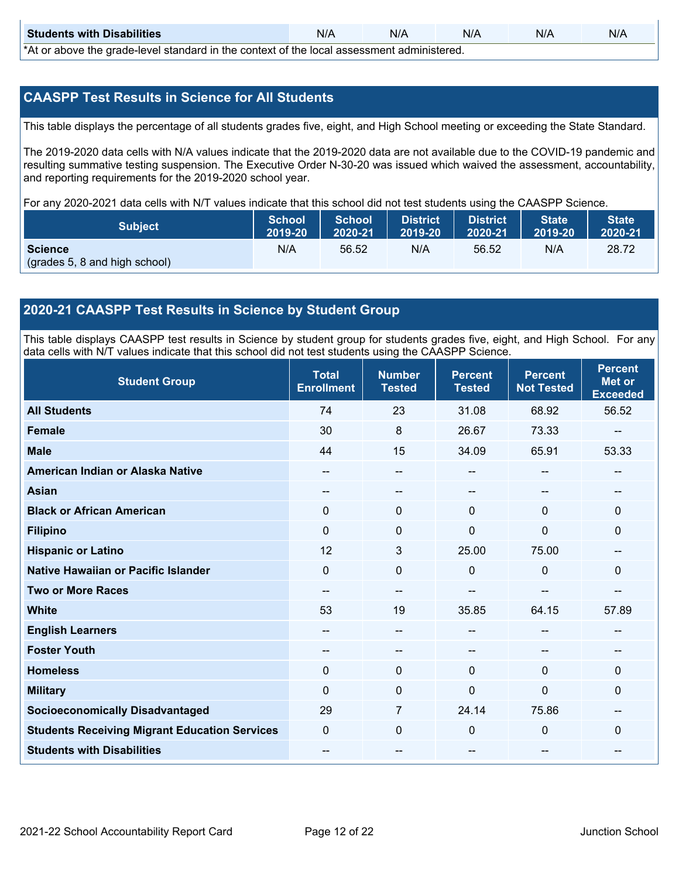| Students with Disabilities | N/A | N/A | N/A | N/A | N/A |
|---|---|---|---|---|---|

*At or above the grade-level standard in the context of the local assessment administered.

## CAASPP Test Results in Science for All Students

This table displays the percentage of all students grades five, eight, and High School meeting or exceeding the State Standard.

The 2019-2020 data cells with N/A values indicate that the 2019-2020 data are not available due to the COVID-19 pandemic and resulting summative testing suspension. The Executive Order N-30-20 was issued which waived the assessment, accountability, and reporting requirements for the 2019-2020 school year.

For any 2020-2021 data cells with N/T values indicate that this school did not test students using the CAASPP Science.

| Subject | School 2019-20 | School 2020-21 | District 2019-20 | District 2020-21 | State 2019-20 | State 2020-21 |
|---|---|---|---|---|---|---|
| **Science** (grades 5, 8 and high school) | N/A | 56.52 | N/A | 56.52 | N/A | 28.72 |

## 2020-21 CAASPP Test Results in Science by Student Group

This table displays CAASPP test results in Science by student group for students grades five, eight, and High School. For any data cells with N/T values indicate that this school did not test students using the CAASPP Science.

| Student Group | Total Enrollment | Number Tested | Percent Tested | Percent Not Tested | Percent Met or Exceeded |
|---|---|---|---|---|---|
| **All Students** | 74 | 23 | 31.08 | 68.92 | 56.52 |
| **Female** | 30 | 8 | 26.67 | 73.33 | -- |
| **Male** | 44 | 15 | 34.09 | 65.91 | 53.33 |
| **American Indian or Alaska Native** | -- | -- | -- | -- | -- |
| **Asian** | -- | -- | -- | -- | -- |
| **Black or African American** | 0 | 0 | 0 | 0 | 0 |
| **Filipino** | 0 | 0 | 0 | 0 | 0 |
| **Hispanic or Latino** | 12 | 3 | 25.00 | 75.00 | -- |
| **Native Hawaiian or Pacific Islander** | 0 | 0 | 0 | 0 | 0 |
| **Two or More Races** | -- | -- | -- | -- | -- |
| **White** | 53 | 19 | 35.85 | 64.15 | 57.89 |
| **English Learners** | -- | -- | -- | -- | -- |
| **Foster Youth** | -- | -- | -- | -- | -- |
| **Homeless** | 0 | 0 | 0 | 0 | 0 |
| **Military** | 0 | 0 | 0 | 0 | 0 |
| **Socioeconomically Disadvantaged** | 29 | 7 | 24.14 | 75.86 | -- |
| **Students Receiving Migrant Education Services** | 0 | 0 | 0 | 0 | 0 |
| **Students with Disabilities** | -- | -- | -- | -- | -- |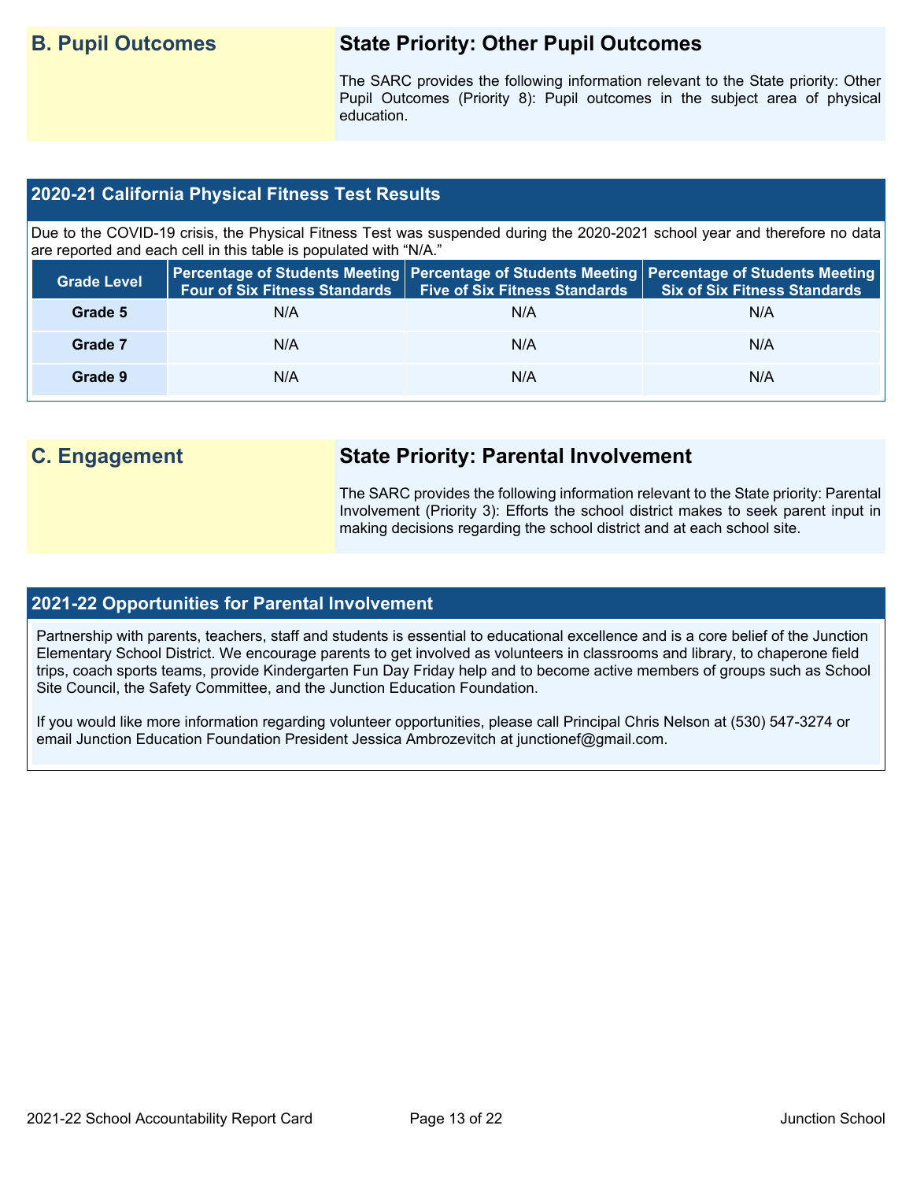## B. Pupil Outcomes

### State Priority: Other Pupil Outcomes

The SARC provides the following information relevant to the State priority: Other Pupil Outcomes (Priority 8): Pupil outcomes in the subject area of physical education.

### 2020-21 California Physical Fitness Test Results

Due to the COVID-19 crisis, the Physical Fitness Test was suspended during the 2020-2021 school year and therefore no data are reported and each cell in this table is populated with "N/A."

| Grade Level | Percentage of Students Meeting Four of Six Fitness Standards | Percentage of Students Meeting Five of Six Fitness Standards | Percentage of Students Meeting Six of Six Fitness Standards |
|---|---|---|---|
| Grade 5 | N/A | N/A | N/A |
| Grade 7 | N/A | N/A | N/A |
| Grade 9 | N/A | N/A | N/A |

## C. Engagement

### State Priority: Parental Involvement

The SARC provides the following information relevant to the State priority: Parental Involvement (Priority 3): Efforts the school district makes to seek parent input in making decisions regarding the school district and at each school site.

### 2021-22 Opportunities for Parental Involvement

Partnership with parents, teachers, staff and students is essential to educational excellence and is a core belief of the Junction Elementary School District. We encourage parents to get involved as volunteers in classrooms and library, to chaperone field trips, coach sports teams, provide Kindergarten Fun Day Friday help and to become active members of groups such as School Site Council, the Safety Committee, and the Junction Education Foundation.

If you would like more information regarding volunteer opportunities, please call Principal Chris Nelson at (530) 547-3274 or email Junction Education Foundation President Jessica Ambrozevitch at junctionef@gmail.com.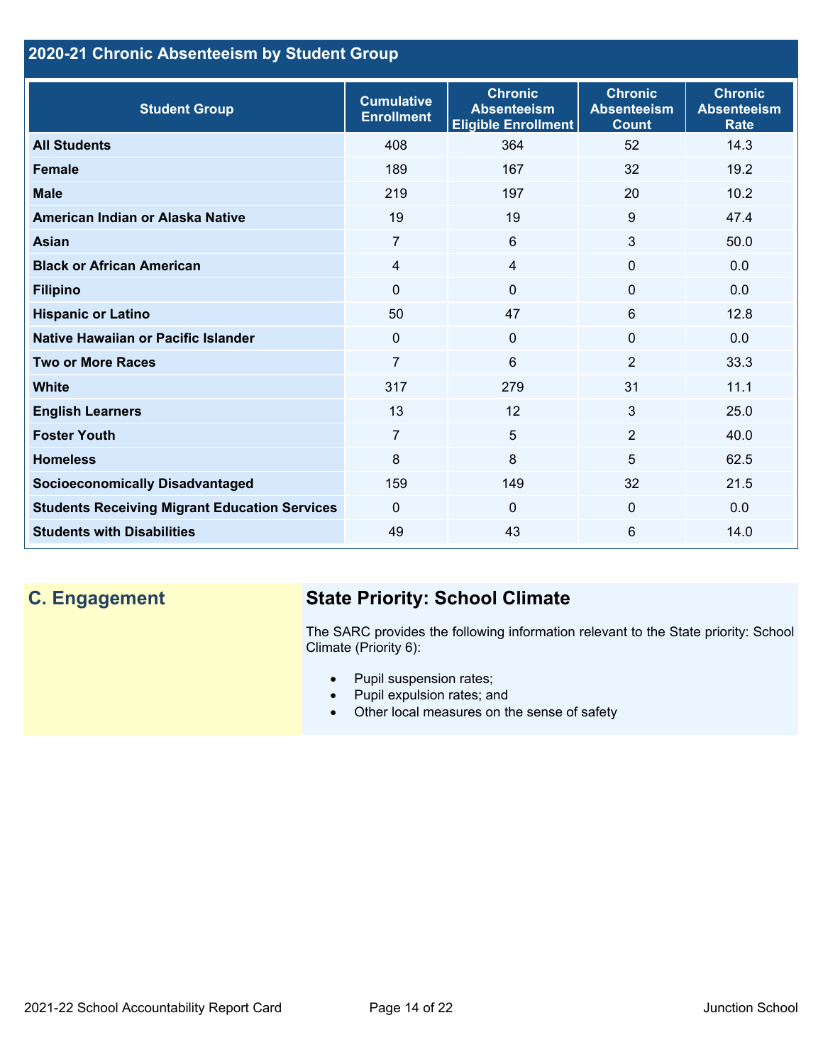## 2020-21 Chronic Absenteeism by Student Group

| Student Group | Cumulative Enrollment | Chronic Absenteeism Eligible Enrollment | Chronic Absenteeism Count | Chronic Absenteeism Rate |
|---|---|---|---|---|
| All Students | 408 | 364 | 52 | 14.3 |
| Female | 189 | 167 | 32 | 19.2 |
| Male | 219 | 197 | 20 | 10.2 |
| American Indian or Alaska Native | 19 | 19 | 9 | 47.4 |
| Asian | 7 | 6 | 3 | 50.0 |
| Black or African American | 4 | 4 | 0 | 0.0 |
| Filipino | 0 | 0 | 0 | 0.0 |
| Hispanic or Latino | 50 | 47 | 6 | 12.8 |
| Native Hawaiian or Pacific Islander | 0 | 0 | 0 | 0.0 |
| Two or More Races | 7 | 6 | 2 | 33.3 |
| White | 317 | 279 | 31 | 11.1 |
| English Learners | 13 | 12 | 3 | 25.0 |
| Foster Youth | 7 | 5 | 2 | 40.0 |
| Homeless | 8 | 8 | 5 | 62.5 |
| Socioeconomically Disadvantaged | 159 | 149 | 32 | 21.5 |
| Students Receiving Migrant Education Services | 0 | 0 | 0 | 0.0 |
| Students with Disabilities | 49 | 43 | 6 | 14.0 |

## C. Engagement

### State Priority: School Climate

The SARC provides the following information relevant to the State priority: School Climate (Priority 6):

- Pupil suspension rates;
- Pupil expulsion rates; and
- Other local measures on the sense of safety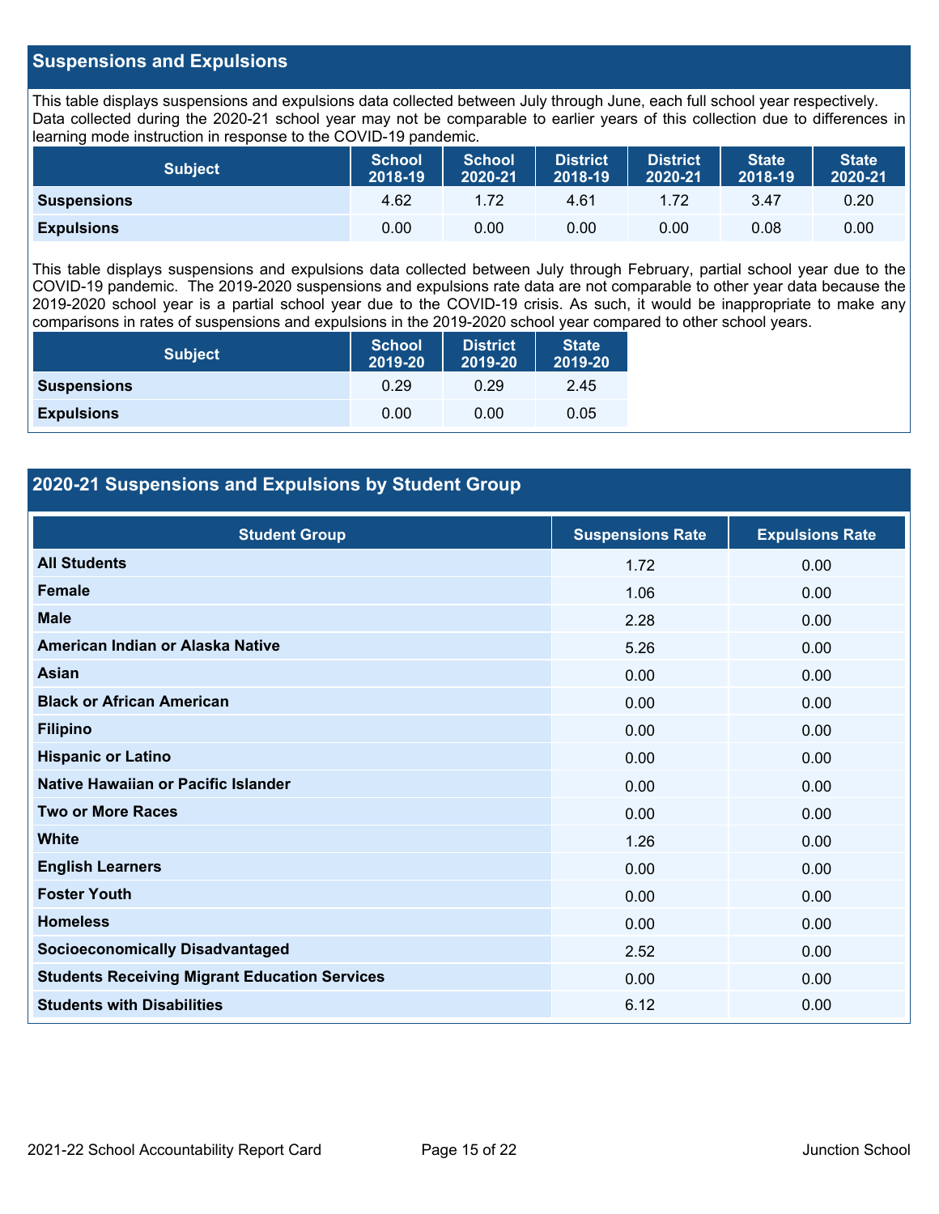## Suspensions and Expulsions

This table displays suspensions and expulsions data collected between July through June, each full school year respectively. Data collected during the 2020-21 school year may not be comparable to earlier years of this collection due to differences in learning mode instruction in response to the COVID-19 pandemic.

| Subject | School 2018-19 | School 2020-21 | District 2018-19 | District 2020-21 | State 2018-19 | State 2020-21 |
|---|---|---|---|---|---|---|
| **Suspensions** | 4.62 | 1.72 | 4.61 | 1.72 | 3.47 | 0.20 |
| **Expulsions** | 0.00 | 0.00 | 0.00 | 0.00 | 0.08 | 0.00 |

This table displays suspensions and expulsions data collected between July through February, partial school year due to the COVID-19 pandemic. The 2019-2020 suspensions and expulsions rate data are not comparable to other year data because the 2019-2020 school year is a partial school year due to the COVID-19 crisis. As such, it would be inappropriate to make any comparisons in rates of suspensions and expulsions in the 2019-2020 school year compared to other school years.

| Subject | School 2019-20 | District 2019-20 | State 2019-20 |
|---|---|---|---|
| **Suspensions** | 0.29 | 0.29 | 2.45 |
| **Expulsions** | 0.00 | 0.00 | 0.05 |

## 2020-21 Suspensions and Expulsions by Student Group

| Student Group | Suspensions Rate | Expulsions Rate |
|---|---|---|
| **All Students** | 1.72 | 0.00 |
| **Female** | 1.06 | 0.00 |
| **Male** | 2.28 | 0.00 |
| **American Indian or Alaska Native** | 5.26 | 0.00 |
| **Asian** | 0.00 | 0.00 |
| **Black or African American** | 0.00 | 0.00 |
| **Filipino** | 0.00 | 0.00 |
| **Hispanic or Latino** | 0.00 | 0.00 |
| **Native Hawaiian or Pacific Islander** | 0.00 | 0.00 |
| **Two or More Races** | 0.00 | 0.00 |
| **White** | 1.26 | 0.00 |
| **English Learners** | 0.00 | 0.00 |
| **Foster Youth** | 0.00 | 0.00 |
| **Homeless** | 0.00 | 0.00 |
| **Socioeconomically Disadvantaged** | 2.52 | 0.00 |
| **Students Receiving Migrant Education Services** | 0.00 | 0.00 |
| **Students with Disabilities** | 6.12 | 0.00 |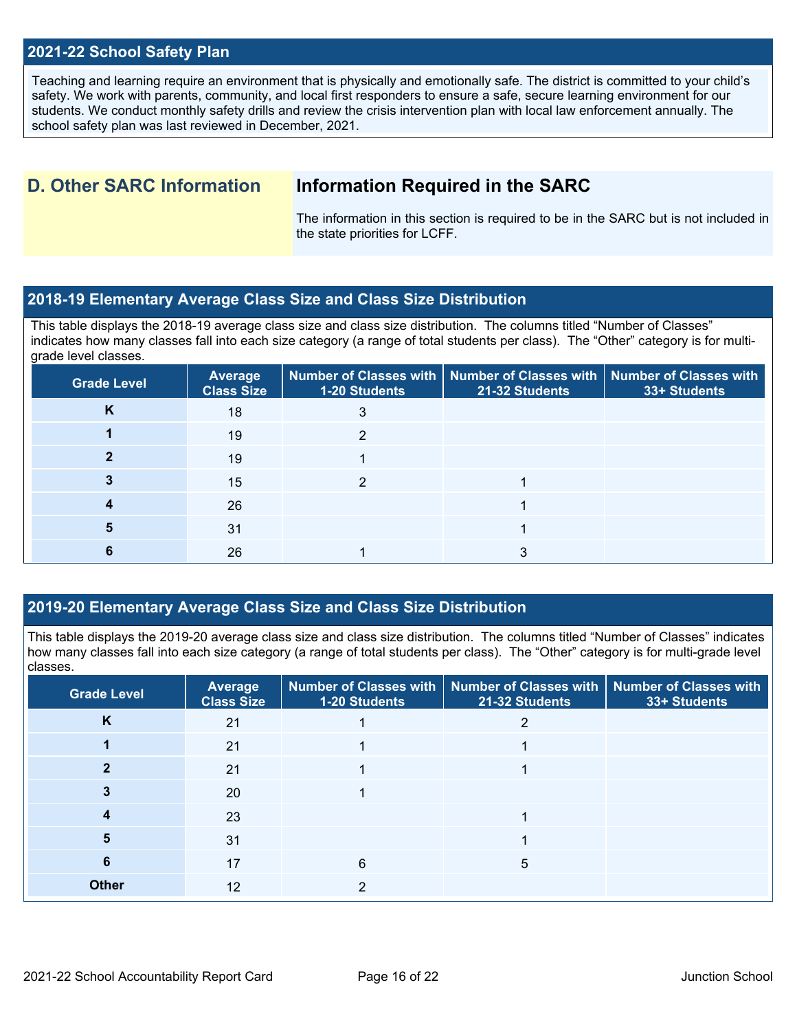## 2021-22 School Safety Plan

Teaching and learning require an environment that is physically and emotionally safe. The district is committed to your child's safety. We work with parents, community, and local first responders to ensure a safe, secure learning environment for our students. We conduct monthly safety drills and review the crisis intervention plan with local law enforcement annually. The school safety plan was last reviewed in December, 2021.

## D. Other SARC Information

### Information Required in the SARC

The information in this section is required to be in the SARC but is not included in the state priorities for LCFF.

## 2018-19 Elementary Average Class Size and Class Size Distribution

This table displays the 2018-19 average class size and class size distribution. The columns titled "Number of Classes" indicates how many classes fall into each size category (a range of total students per class). The "Other" category is for multi-grade level classes.

| Grade Level | Average Class Size | Number of Classes with 1-20 Students | Number of Classes with 21-32 Students | Number of Classes with 33+ Students |
|---|---|---|---|---|
| K | 18 | 3 | | |
| 1 | 19 | 2 | | |
| 2 | 19 | 1 | | |
| 3 | 15 | 2 | 1 | |
| 4 | 26 | | 1 | |
| 5 | 31 | | 1 | |
| 6 | 26 | 1 | 3 | |

## 2019-20 Elementary Average Class Size and Class Size Distribution

This table displays the 2019-20 average class size and class size distribution. The columns titled "Number of Classes" indicates how many classes fall into each size category (a range of total students per class). The "Other" category is for multi-grade level classes.

| Grade Level | Average Class Size | Number of Classes with 1-20 Students | Number of Classes with 21-32 Students | Number of Classes with 33+ Students |
|---|---|---|---|---|
| K | 21 | 1 | 2 | |
| 1 | 21 | 1 | 1 | |
| 2 | 21 | 1 | 1 | |
| 3 | 20 | 1 | | |
| 4 | 23 | | 1 | |
| 5 | 31 | | 1 | |
| 6 | 17 | 6 | 5 | |
| Other | 12 | 2 | | |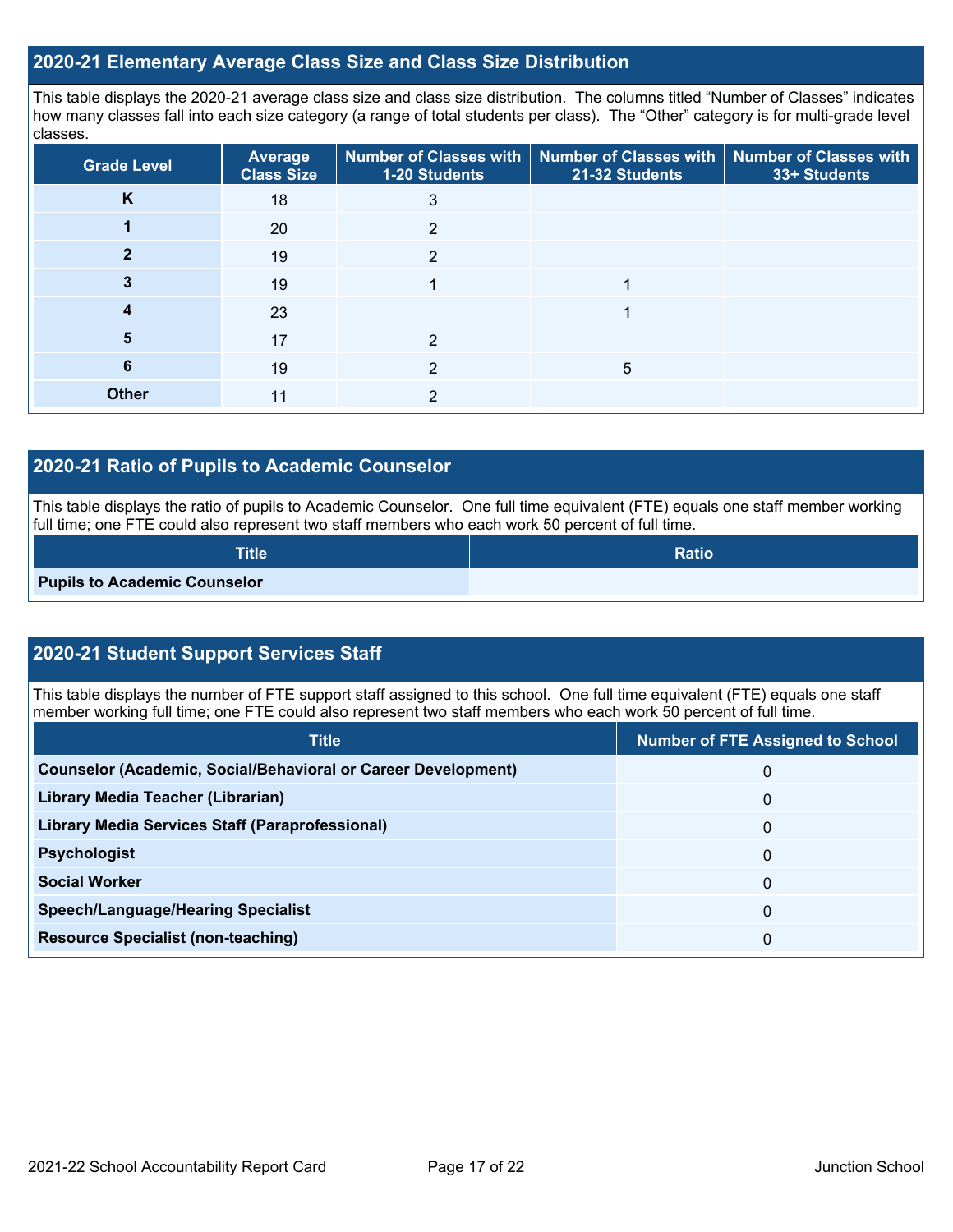## 2020-21 Elementary Average Class Size and Class Size Distribution

This table displays the 2020-21 average class size and class size distribution. The columns titled "Number of Classes" indicates how many classes fall into each size category (a range of total students per class). The "Other" category is for multi-grade level classes.

| Grade Level | Average Class Size | Number of Classes with 1-20 Students | Number of Classes with 21-32 Students | Number of Classes with 33+ Students |
|---|---|---|---|---|
| K | 18 | 3 | | |
| 1 | 20 | 2 | | |
| 2 | 19 | 2 | | |
| 3 | 19 | 1 | 1 | |
| 4 | 23 | | 1 | |
| 5 | 17 | 2 | | |
| 6 | 19 | 2 | 5 | |
| Other | 11 | 2 | | |

## 2020-21 Ratio of Pupils to Academic Counselor

This table displays the ratio of pupils to Academic Counselor. One full time equivalent (FTE) equals one staff member working full time; one FTE could also represent two staff members who each work 50 percent of full time.

| Title | Ratio |
|---|---|
| Pupils to Academic Counselor | |

## 2020-21 Student Support Services Staff

This table displays the number of FTE support staff assigned to this school. One full time equivalent (FTE) equals one staff member working full time; one FTE could also represent two staff members who each work 50 percent of full time.

| Title | Number of FTE Assigned to School |
|---|---|
| Counselor (Academic, Social/Behavioral or Career Development) | 0 |
| Library Media Teacher (Librarian) | 0 |
| Library Media Services Staff (Paraprofessional) | 0 |
| Psychologist | 0 |
| Social Worker | 0 |
| Speech/Language/Hearing Specialist | 0 |
| Resource Specialist (non-teaching) | 0 |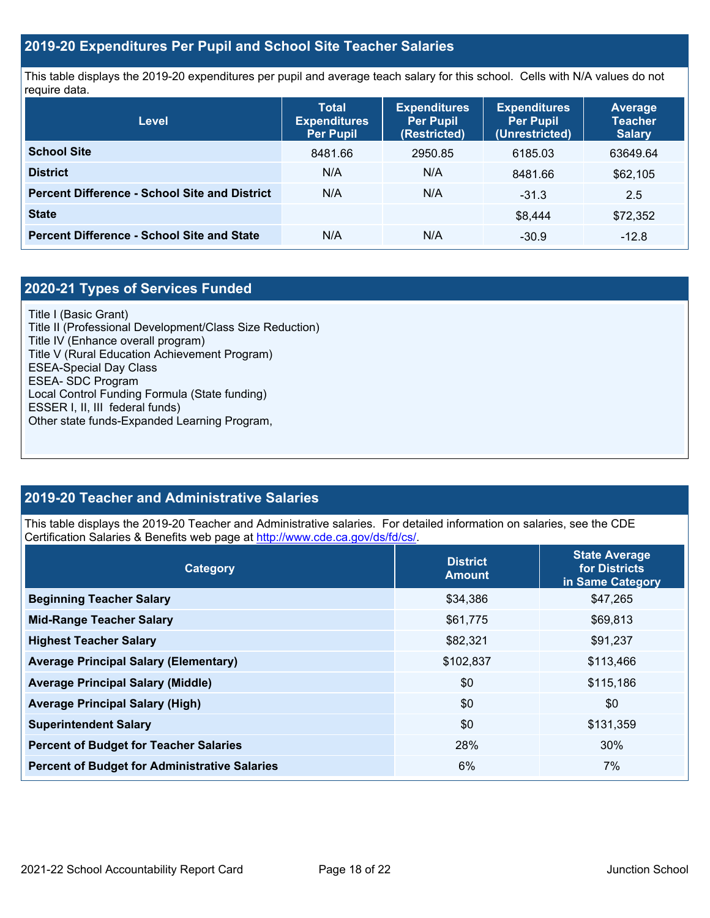## 2019-20 Expenditures Per Pupil and School Site Teacher Salaries

This table displays the 2019-20 expenditures per pupil and average teach salary for this school. Cells with N/A values do not require data.

| Level | Total Expenditures Per Pupil | Expenditures Per Pupil (Restricted) | Expenditures Per Pupil (Unrestricted) | Average Teacher Salary |
|---|---|---|---|---|
| **School Site** | 8481.66 | 2950.85 | 6185.03 | 63649.64 |
| **District** | N/A | N/A | 8481.66 | $62,105 |
| **Percent Difference - School Site and District** | N/A | N/A | -31.3 | 2.5 |
| **State** | | | $8,444 | $72,352 |
| **Percent Difference - School Site and State** | N/A | N/A | -30.9 | -12.8 |

## 2020-21 Types of Services Funded

Title I (Basic Grant)
Title II (Professional Development/Class Size Reduction)
Title IV (Enhance overall program)
Title V (Rural Education Achievement Program)
ESEA-Special Day Class
ESEA- SDC Program
Local Control Funding Formula (State funding)
ESSER I, II, III federal funds)
Other state funds-Expanded Learning Program,

## 2019-20 Teacher and Administrative Salaries

This table displays the 2019-20 Teacher and Administrative salaries. For detailed information on salaries, see the CDE Certification Salaries & Benefits web page at [http://www.cde.ca.gov/ds/fd/cs/](http://www.cde.ca.gov/ds/fd/cs/).

| Category | District Amount | State Average for Districts in Same Category |
|---|---|---|
| **Beginning Teacher Salary** | $34,386 | $47,265 |
| **Mid-Range Teacher Salary** | $61,775 | $69,813 |
| **Highest Teacher Salary** | $82,321 | $91,237 |
| **Average Principal Salary (Elementary)** | $102,837 | $113,466 |
| **Average Principal Salary (Middle)** | $0 | $115,186 |
| **Average Principal Salary (High)** | $0 | $0 |
| **Superintendent Salary** | $0 | $131,359 |
| **Percent of Budget for Teacher Salaries** | 28% | 30% |
| **Percent of Budget for Administrative Salaries** | 6% | 7% |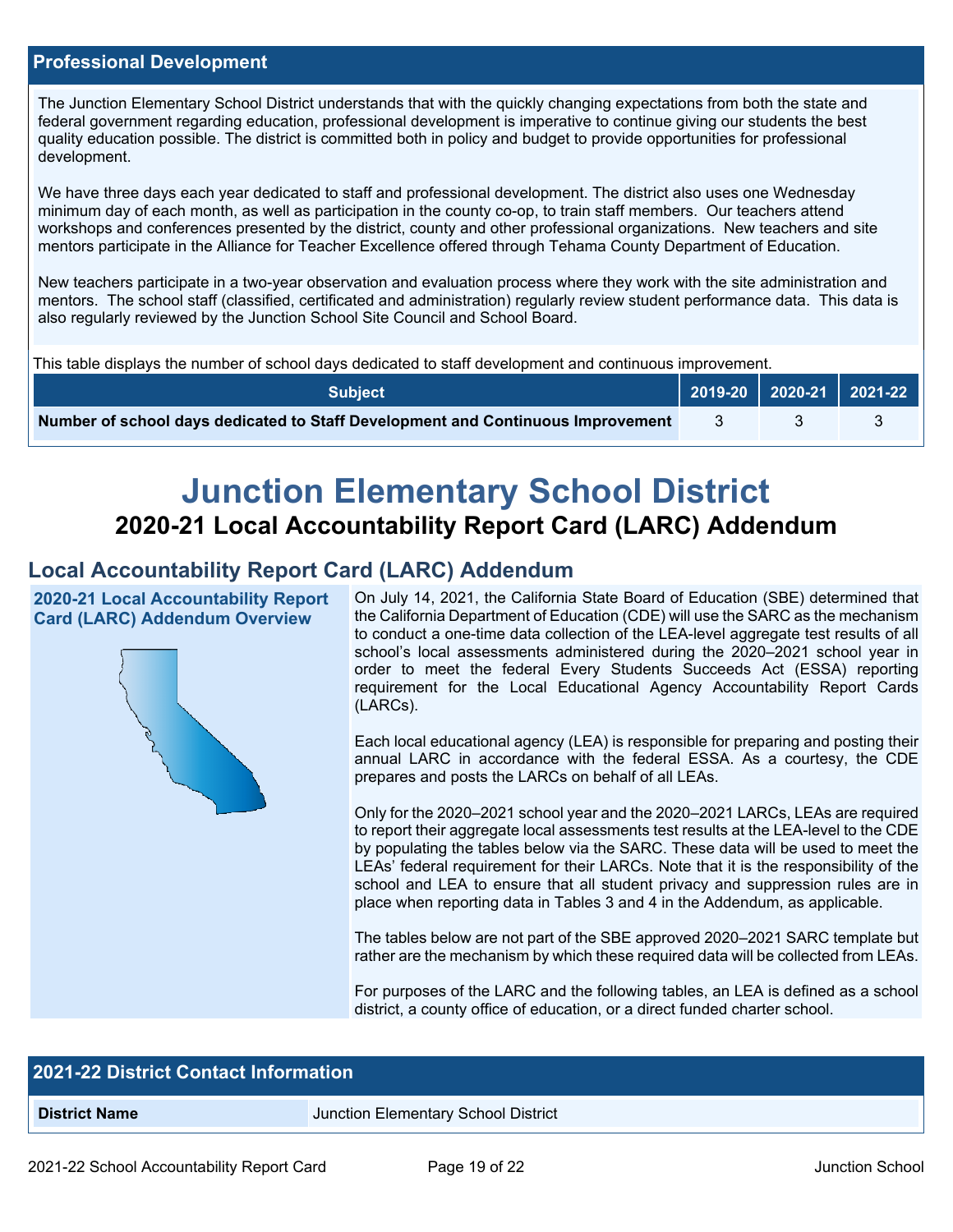## Professional Development

The Junction Elementary School District understands that with the quickly changing expectations from both the state and federal government regarding education, professional development is imperative to continue giving our students the best quality education possible. The district is committed both in policy and budget to provide opportunities for professional development.

We have three days each year dedicated to staff and professional development. The district also uses one Wednesday minimum day of each month, as well as participation in the county co-op, to train staff members. Our teachers attend workshops and conferences presented by the district, county and other professional organizations. New teachers and site mentors participate in the Alliance for Teacher Excellence offered through Tehama County Department of Education.

New teachers participate in a two-year observation and evaluation process where they work with the site administration and mentors. The school staff (classified, certificated and administration) regularly review student performance data. This data is also regularly reviewed by the Junction School Site Council and School Board.

This table displays the number of school days dedicated to staff development and continuous improvement.

| Subject | 2019-20 | 2020-21 | 2021-22 |
|---|---|---|---|
| **Number of school days dedicated to Staff Development and Continuous Improvement** | 3 | 3 | 3 |

# Junction Elementary School District

## 2020-21 Local Accountability Report Card (LARC) Addendum

## Local Accountability Report Card (LARC) Addendum

### 2020-21 Local Accountability Report Card (LARC) Addendum Overview

On July 14, 2021, the California State Board of Education (SBE) determined that the California Department of Education (CDE) will use the SARC as the mechanism to conduct a one-time data collection of the LEA-level aggregate test results of all school's local assessments administered during the 2020–2021 school year in order to meet the federal Every Students Succeeds Act (ESSA) reporting requirement for the Local Educational Agency Accountability Report Cards (LARCs).

Each local educational agency (LEA) is responsible for preparing and posting their annual LARC in accordance with the federal ESSA. As a courtesy, the CDE prepares and posts the LARCs on behalf of all LEAs.

Only for the 2020–2021 school year and the 2020–2021 LARCs, LEAs are required to report their aggregate local assessments test results at the LEA-level to the CDE by populating the tables below via the SARC. These data will be used to meet the LEAs' federal requirement for their LARCs. Note that it is the responsibility of the school and LEA to ensure that all student privacy and suppression rules are in place when reporting data in Tables 3 and 4 in the Addendum, as applicable.

The tables below are not part of the SBE approved 2020–2021 SARC template but rather are the mechanism by which these required data will be collected from LEAs.

For purposes of the LARC and the following tables, an LEA is defined as a school district, a county office of education, or a direct funded charter school.

| 2021-22 District Contact Information | |
|---|---|
| **District Name** | Junction Elementary School District |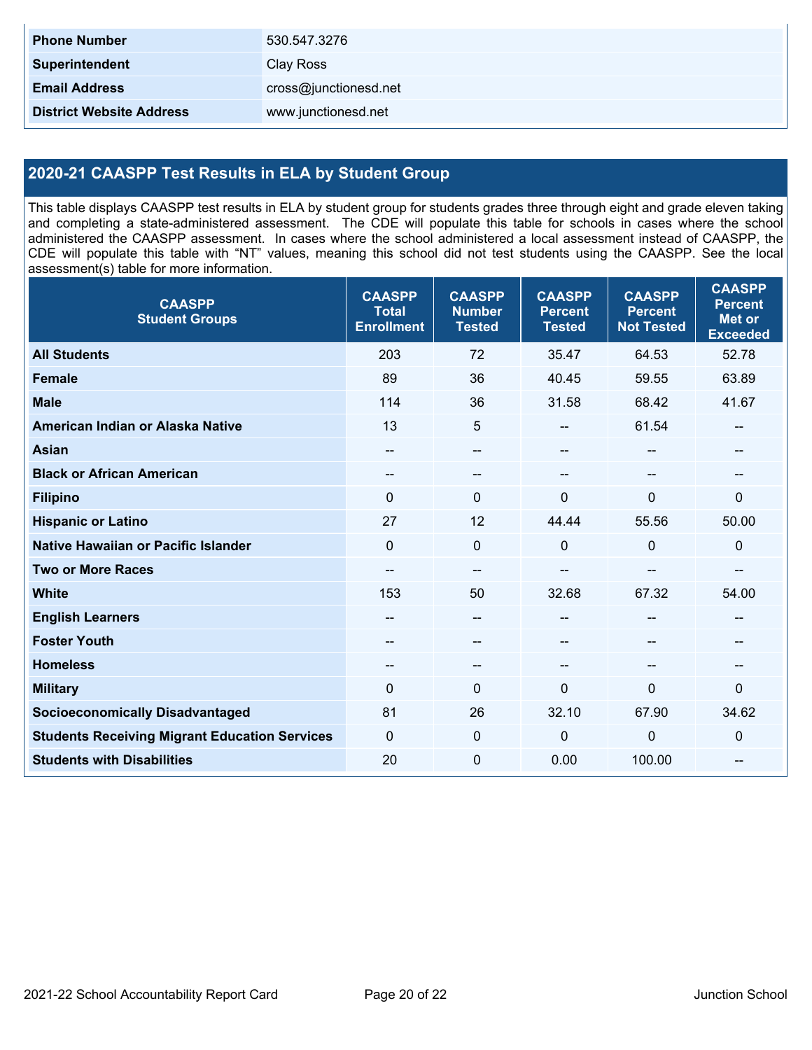| | |
|---|---|
| **Phone Number** | 530.547.3276 |
| **Superintendent** | Clay Ross |
| **Email Address** | cross@junctionesd.net |
| **District Website Address** | www.junctionesd.net |

## 2020-21 CAASPP Test Results in ELA by Student Group

This table displays CAASPP test results in ELA by student group for students grades three through eight and grade eleven taking and completing a state-administered assessment. The CDE will populate this table for schools in cases where the school administered the CAASPP assessment. In cases where the school administered a local assessment instead of CAASPP, the CDE will populate this table with "NT" values, meaning this school did not test students using the CAASPP. See the local assessment(s) table for more information.

| CAASPP Student Groups | CAASPP Total Enrollment | CAASPP Number Tested | CAASPP Percent Tested | CAASPP Percent Not Tested | CAASPP Percent Met or Exceeded |
|---|---|---|---|---|---|
| **All Students** | 203 | 72 | 35.47 | 64.53 | 52.78 |
| **Female** | 89 | 36 | 40.45 | 59.55 | 63.89 |
| **Male** | 114 | 36 | 31.58 | 68.42 | 41.67 |
| **American Indian or Alaska Native** | 13 | 5 | -- | 61.54 | -- |
| **Asian** | -- | -- | -- | -- | -- |
| **Black or African American** | -- | -- | -- | -- | -- |
| **Filipino** | 0 | 0 | 0 | 0 | 0 |
| **Hispanic or Latino** | 27 | 12 | 44.44 | 55.56 | 50.00 |
| **Native Hawaiian or Pacific Islander** | 0 | 0 | 0 | 0 | 0 |
| **Two or More Races** | -- | -- | -- | -- | -- |
| **White** | 153 | 50 | 32.68 | 67.32 | 54.00 |
| **English Learners** | -- | -- | -- | -- | -- |
| **Foster Youth** | -- | -- | -- | -- | -- |
| **Homeless** | -- | -- | -- | -- | -- |
| **Military** | 0 | 0 | 0 | 0 | 0 |
| **Socioeconomically Disadvantaged** | 81 | 26 | 32.10 | 67.90 | 34.62 |
| **Students Receiving Migrant Education Services** | 0 | 0 | 0 | 0 | 0 |
| **Students with Disabilities** | 20 | 0 | 0.00 | 100.00 | -- |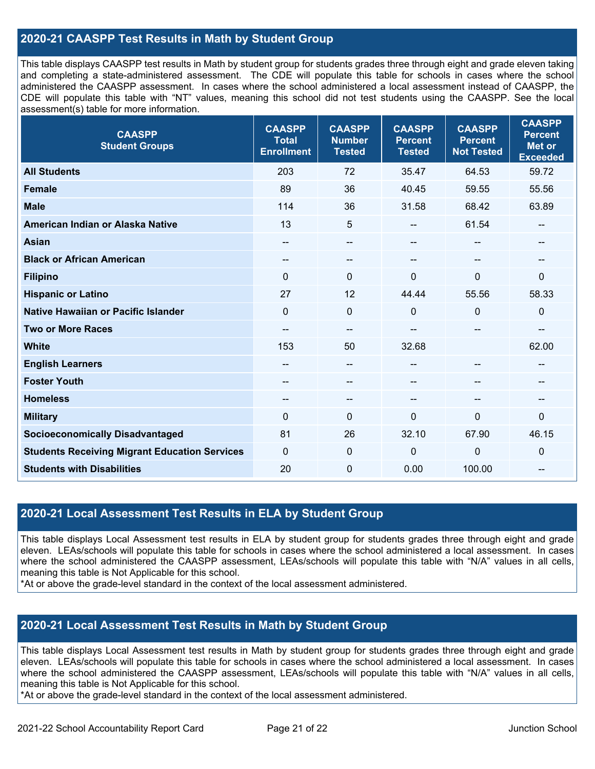## 2020-21 CAASPP Test Results in Math by Student Group

This table displays CAASPP test results in Math by student group for students grades three through eight and grade eleven taking and completing a state-administered assessment. The CDE will populate this table for schools in cases where the school administered the CAASPP assessment. In cases where the school administered a local assessment instead of CAASPP, the CDE will populate this table with "NT" values, meaning this school did not test students using the CAASPP. See the local assessment(s) table for more information.

| CAASPP Student Groups | CAASPP Total Enrollment | CAASPP Number Tested | CAASPP Percent Tested | CAASPP Percent Not Tested | CAASPP Percent Met or Exceeded |
|---|---|---|---|---|---|
| **All Students** | 203 | 72 | 35.47 | 64.53 | 59.72 |
| **Female** | 89 | 36 | 40.45 | 59.55 | 55.56 |
| **Male** | 114 | 36 | 31.58 | 68.42 | 63.89 |
| **American Indian or Alaska Native** | 13 | 5 | -- | 61.54 | -- |
| **Asian** | -- | -- | -- | -- | -- |
| **Black or African American** | -- | -- | -- | -- | -- |
| **Filipino** | 0 | 0 | 0 | 0 | 0 |
| **Hispanic or Latino** | 27 | 12 | 44.44 | 55.56 | 58.33 |
| **Native Hawaiian or Pacific Islander** | 0 | 0 | 0 | 0 | 0 |
| **Two or More Races** | -- | -- | -- | -- | -- |
| **White** | 153 | 50 | 32.68 | | 62.00 |
| **English Learners** | -- | -- | -- | -- | -- |
| **Foster Youth** | -- | -- | -- | -- | -- |
| **Homeless** | -- | -- | -- | -- | -- |
| **Military** | 0 | 0 | 0 | 0 | 0 |
| **Socioeconomically Disadvantaged** | 81 | 26 | 32.10 | 67.90 | 46.15 |
| **Students Receiving Migrant Education Services** | 0 | 0 | 0 | 0 | 0 |
| **Students with Disabilities** | 20 | 0 | 0.00 | 100.00 | -- |

## 2020-21 Local Assessment Test Results in ELA by Student Group

This table displays Local Assessment test results in ELA by student group for students grades three through eight and grade eleven. LEAs/schools will populate this table for schools in cases where the school administered a local assessment. In cases where the school administered the CAASPP assessment, LEAs/schools will populate this table with "N/A" values in all cells, meaning this table is Not Applicable for this school.
*At or above the grade-level standard in the context of the local assessment administered.

## 2020-21 Local Assessment Test Results in Math by Student Group

This table displays Local Assessment test results in Math by student group for students grades three through eight and grade eleven. LEAs/schools will populate this table for schools in cases where the school administered a local assessment. In cases where the school administered the CAASPP assessment, LEAs/schools will populate this table with "N/A" values in all cells, meaning this table is Not Applicable for this school.
*At or above the grade-level standard in the context of the local assessment administered.